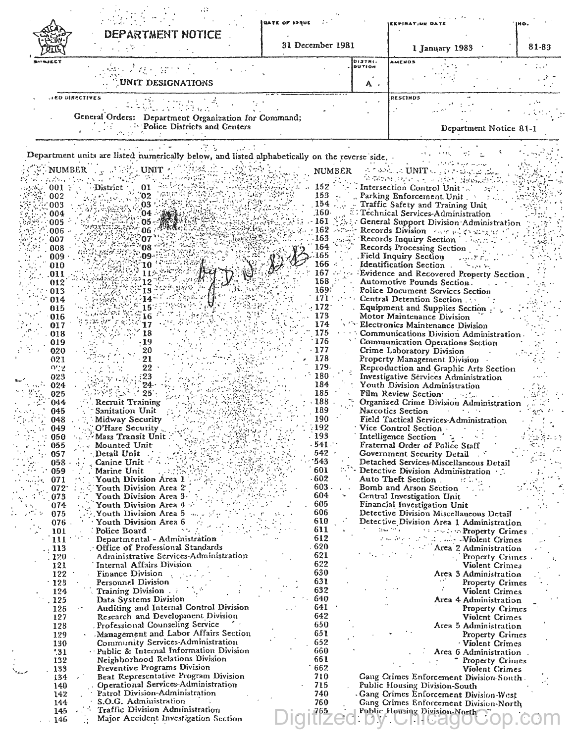# DEPARTMENT NOTICE

| DATE OF ISSUE | EXPIRATION DATE | NO. |
|---|---|---|
| 31 December 1981 | 1 January 1983 | 81-83 |

| SUBJECT | DISTRIBUTION | AMENDS |
|---|---|---|
| UNIT DESIGNATIONS | A | |

| RELATED DIRECTIVES | RESCINDS |
|---|---|
| General Orders: Department Organization for Command; Police Districts and Centers | Department Notice 81-1 |

Department units are listed numerically below, and listed alphabetically on the reverse side.

| NUMBER | UNIT |
|---|---|
| 001 | District 01 |
| 002 | 02 |
| 003 | 03 |
| 004 | 04 |
| 005 | 05 |
| 006 | 06 |
| 007 | 07 |
| 008 | 08 |
| 009 | 09 |
| 010 | 10 |
| 011 | 11 |
| 012 | 12 |
| 013 | 13 |
| 014 | 14 |
| 015 | 15 |
| 016 | 16 |
| 017 | 17 |
| 018 | 18 |
| 019 | 19 |
| 020 | 20 |
| 021 | 21 |
| 022 | 22 |
| 023 | 23 |
| 024 | 24 |
| 025 | 25 |
| 044 | Recruit Training |
| 045 | Sanitation Unit |
| 048 | Midway Security |
| 049 | O'Hare Security |
| 050 | Mass Transit Unit |
| 055 | Mounted Unit |
| 057 | Detail Unit |
| 058 | Canine Unit |
| 059 | Marine Unit |
| 071 | Youth Division Area 1 |
| 072 | Youth Division Area 2 |
| 073 | Youth Division Area 3 |
| 074 | Youth Division Area 4 |
| 075 | Youth Division Area 5 |
| 076 | Youth Division Area 6 |
| 101 | Police Board |
| 111 | Departmental - Administration |
| 113 | Office of Professional Standards |
| 120 | Administrative Services-Administration |
| 121 | Internal Affairs Division |
| 122 | Finance Division |
| 123 | Personnel Division |
| 124 | Training Division |
| 125 | Data Systems Division |
| 126 | Auditing and Internal Control Division |
| 127 | Research and Development Division |
| 128 | Professional Counseling Service |
| 129 | Management and Labor Affairs Section |
| 130 | Community Services-Administration |
| 131 | Public & Internal Information Division |
| 132 | Neighborhood Relations Division |
| 133 | Preventive Programs Division |
| 134 | Beat Representative Program Division |
| 140 | Operational Services-Administration |
| 142 | Patrol Division-Administration |
| 144 | S.O.G. Administration |
| 145 | Traffic Division Administration |
| 146 | Major Accident Investigation Section |
| 152 | Intersection Control Unit |
| 153 | Parking Enforcement Unit |
| 154 | Traffic Safety and Training Unit |
| 160 | Technical Services-Administration |
| 161 | General Support Division Administration |
| 162 | Records Division |
| 163 | Records Inquiry Section |
| 164 | Records Processing Section |
| 165 | Field Inquiry Section |
| 166 | Identification Section |
| 167 | Evidence and Recovered Property Section |
| 168 | Automotive Pounds Section |
| 169 | Police Document Services Section |
| 171 | Central Detention Section |
| 172 | Equipment and Supplies Section |
| 173 | Motor Maintenance Division |
| 174 | Electronics Maintenance Division |
| 175 | Communications Division Administration |
| 176 | Communication Operations Section |
| 177 | Crime Laboratory Division |
| 178 | Property Management Division |
| 179 | Reproduction and Graphic Arts Section |
| 180 | Investigative Services Administration |
| 184 | Youth Division Administration |
| 185 | Film Review Section |
| 188 | Organized Crime Division Administration |
| 189 | Narcotics Section |
| 190 | Field Tactical Services-Administration |
| 192 | Vice Control Section |
| 193 | Intelligence Section |
| 541 | Fraternal Order of Police Staff |
| 542 | Government Security Detail |
| 543 | Detached Services-Miscellaneous Detail |
| 601 | Detective Division Administration |
| 602 | Auto Theft Section |
| 603 | Bomb and Arson Section |
| 604 | Central Investigation Unit |
| 605 | Financial Investigation Unit |
| 606 | Detective Division Miscellaneous Detail |
| 610 | Detective Division Area 1 Administration |
| 611 | Property Crimes |
| 612 | Violent Crimes |
| 620 | Area 2 Administration |
| 621 | Property Crimes |
| 622 | Violent Crimes |
| 630 | Area 3 Administration |
| 631 | Property Crimes |
| 632 | Violent Crimes |
| 640 | Area 4 Administration |
| 641 | Property Crimes |
| 642 | Violent Crimes |
| 650 | Area 5 Administration |
| 651 | Property Crimes |
| 652 | Violent Crimes |
| 660 | Area 6 Administration |
| 661 | Property Crimes |
| 662 | Violent Crimes |
| 710 | Gang Crimes Enforcement Division-South |
| 715 | Public Housing Division-South |
| 740 | Gang Crimes Enforcement Division-West |
| 760 | Gang Crimes Enforcement Division-North |
| 765 | Public Housing Division-North |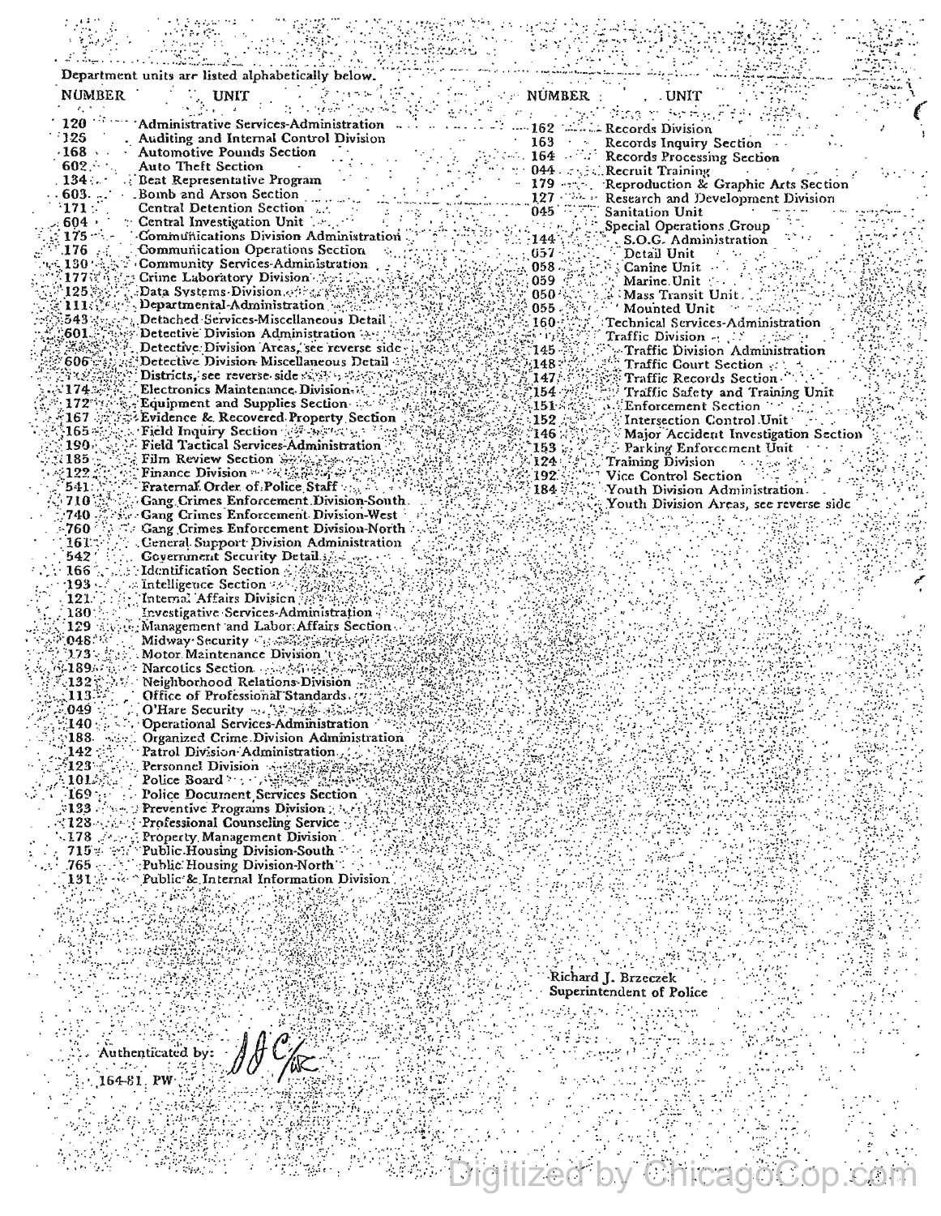Department units are listed alphabetically below.

| NUMBER | UNIT |
|---|---|
| 120 | Administrative Services-Administration |
| 126 | Auditing and Internal Control Division |
| 168 | Automotive Pounds Section |
| 602 | Auto Theft Section |
| 134 | Beat Representative Program |
| 603 | Bomb and Arson Section |
| 171 | Central Detention Section |
| 604 | Central Investigation Unit |
| 175 | Communications Division Administration |
| 176 | Communication Operations Section |
| 130 | Community Services-Administration |
| 177 | Crime Laboratory Division |
| 125 | Data Systems Division |
| 111 | Departmental-Administration |
| 543 | Detached Services-Miscellaneous Detail |
| 601 | Detective Division Administration |
| | Detective Division Areas, see reverse side |
| 606 | Detective Division Miscellaneous Detail |
| | Districts, see reverse side |
| 174 | Electronics Maintenance Division |
| 172 | Equipment and Supplies Section |
| 167 | Evidence & Recovered Property Section |
| 165 | Field Inquiry Section |
| 190 | Field Tactical Services-Administration |
| 185 | Film Review Section |
| 122 | Finance Division |
| 541 | Fraternal Order of Police Staff |
| 710 | Gang Crimes Enforcement Division-South |
| 740 | Gang Crimes Enforcement Division-West |
| 760 | Gang Crimes Enforcement Division-North |
| 161 | General Support Division Administration |
| 542 | Government Security Detail |
| 166 | Identification Section |
| 193 | Intelligence Section |
| 121 | Internal Affairs Division |
| 180 | Investigative Services-Administration |
| 129 | Management and Labor Affairs Section |
| 048 | Midway Security |
| 173 | Motor Maintenance Division |
| 189 | Narcotics Section |
| 132 | Neighborhood Relations Division |
| 113 | Office of Professional Standards |
| 049 | O'Hare Security |
| 140 | Operational Services-Administration |
| 188 | Organized Crime Division Administration |
| 142 | Patrol Division Administration |
| 123 | Personnel Division |
| 101 | Police Board |
| 169 | Police Document Services Section |
| 133 | Preventive Programs Division |
| 128 | Professional Counseling Service |
| 178 | Property Management Division |
| 715 | Public Housing Division-South |
| 765 | Public Housing Division-North |
| 131 | Public & Internal Information Division |
| 162 | Records Division |
| 163 | Records Inquiry Section |
| 164 | Records Processing Section |
| 044 | Recruit Training |
| 179 | Reproduction & Graphic Arts Section |
| 127 | Research and Development Division |
| 045 | Sanitation Unit |
| | Special Operations Group |
| 144 | S.O.G. Administration |
| 057 | Detail Unit |
| 058 | Canine Unit |
| 059 | Marine Unit |
| 050 | Mass Transit Unit |
| 055 | Mounted Unit |
| 160 | Technical Services-Administration |
| | Traffic Division |
| 145 | Traffic Division Administration |
| 148 | Traffic Court Section |
| 147 | Traffic Records Section |
| 154 | Traffic Safety and Training Unit |
| 151 | Enforcement Section |
| 152 | Intersection Control Unit |
| 146 | Major Accident Investigation Section |
| 153 | Parking Enforcement Unit |
| 124 | Training Division |
| 192 | Vice Control Section |
| 184 | Youth Division Administration |
| | Youth Division Areas, see reverse side |

Richard J. Brzeczek
Superintendent of Police

Authenticated by: [signature]

164-81 PW